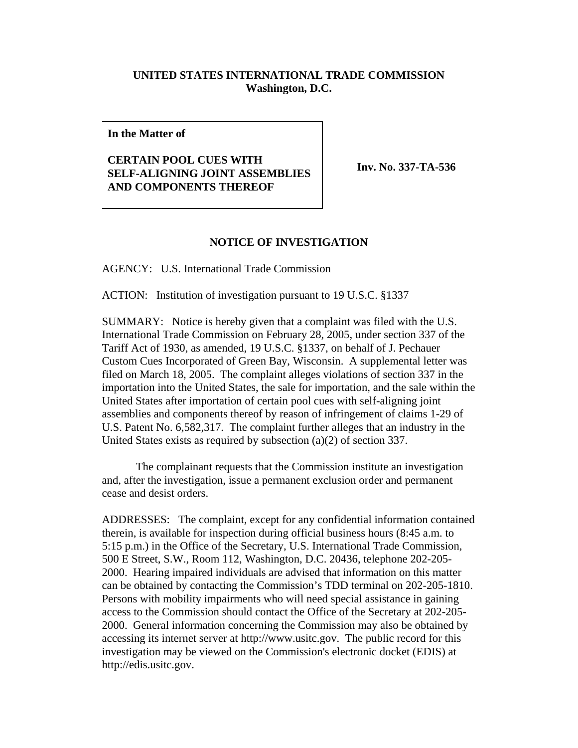**UNITED STATES INTERNATIONAL TRADE COMMISSION**
**Washington, D.C.**

**In the Matter of**

**CERTAIN POOL CUES WITH SELF-ALIGNING JOINT ASSEMBLIES AND COMPONENTS THEREOF**

**Inv. No. 337-TA-536**

## NOTICE OF INVESTIGATION

AGENCY: U.S. International Trade Commission

ACTION: Institution of investigation pursuant to 19 U.S.C. §1337

SUMMARY: Notice is hereby given that a complaint was filed with the U.S. International Trade Commission on February 28, 2005, under section 337 of the Tariff Act of 1930, as amended, 19 U.S.C. §1337, on behalf of J. Pechauer Custom Cues Incorporated of Green Bay, Wisconsin. A supplemental letter was filed on March 18, 2005. The complaint alleges violations of section 337 in the importation into the United States, the sale for importation, and the sale within the United States after importation of certain pool cues with self-aligning joint assemblies and components thereof by reason of infringement of claims 1-29 of U.S. Patent No. 6,582,317. The complaint further alleges that an industry in the United States exists as required by subsection (a)(2) of section 337.

The complainant requests that the Commission institute an investigation and, after the investigation, issue a permanent exclusion order and permanent cease and desist orders.

ADDRESSES: The complaint, except for any confidential information contained therein, is available for inspection during official business hours (8:45 a.m. to 5:15 p.m.) in the Office of the Secretary, U.S. International Trade Commission, 500 E Street, S.W., Room 112, Washington, D.C. 20436, telephone 202-205-2000. Hearing impaired individuals are advised that information on this matter can be obtained by contacting the Commission's TDD terminal on 202-205-1810. Persons with mobility impairments who will need special assistance in gaining access to the Commission should contact the Office of the Secretary at 202-205-2000. General information concerning the Commission may also be obtained by accessing its internet server at http://www.usitc.gov. The public record for this investigation may be viewed on the Commission's electronic docket (EDIS) at http://edis.usitc.gov.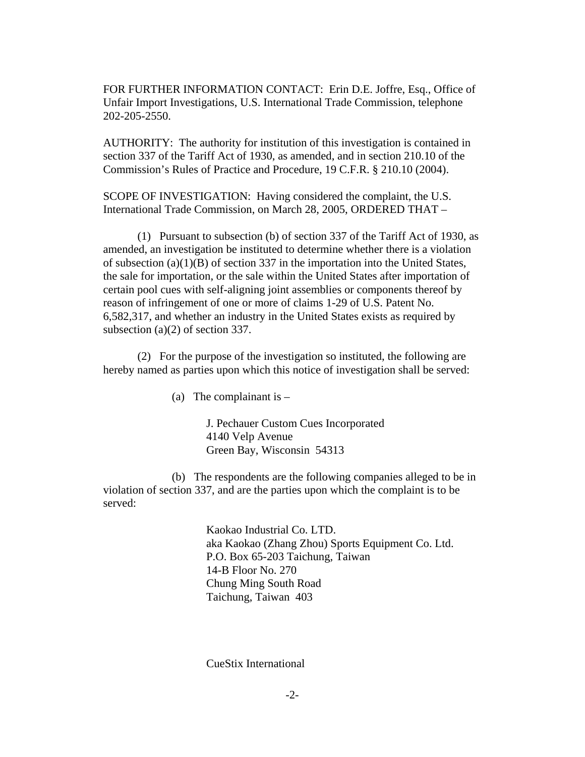FOR FURTHER INFORMATION CONTACT: Erin D.E. Joffre, Esq., Office of Unfair Import Investigations, U.S. International Trade Commission, telephone 202-205-2550.

AUTHORITY: The authority for institution of this investigation is contained in section 337 of the Tariff Act of 1930, as amended, and in section 210.10 of the Commission's Rules of Practice and Procedure, 19 C.F.R. § 210.10 (2004).

SCOPE OF INVESTIGATION: Having considered the complaint, the U.S. International Trade Commission, on March 28, 2005, ORDERED THAT –

(1) Pursuant to subsection (b) of section 337 of the Tariff Act of 1930, as amended, an investigation be instituted to determine whether there is a violation of subsection (a)(1)(B) of section 337 in the importation into the United States, the sale for importation, or the sale within the United States after importation of certain pool cues with self-aligning joint assemblies or components thereof by reason of infringement of one or more of claims 1-29 of U.S. Patent No. 6,582,317, and whether an industry in the United States exists as required by subsection (a)(2) of section 337.

(2) For the purpose of the investigation so instituted, the following are hereby named as parties upon which this notice of investigation shall be served:

(a) The complainant is –

J. Pechauer Custom Cues Incorporated
4140 Velp Avenue
Green Bay, Wisconsin 54313

(b) The respondents are the following companies alleged to be in violation of section 337, and are the parties upon which the complaint is to be served:

Kaokao Industrial Co. LTD.
aka Kaokao (Zhang Zhou) Sports Equipment Co. Ltd.
P.O. Box 65-203 Taichung, Taiwan
14-B Floor No. 270
Chung Ming South Road
Taichung, Taiwan 403

CueStix International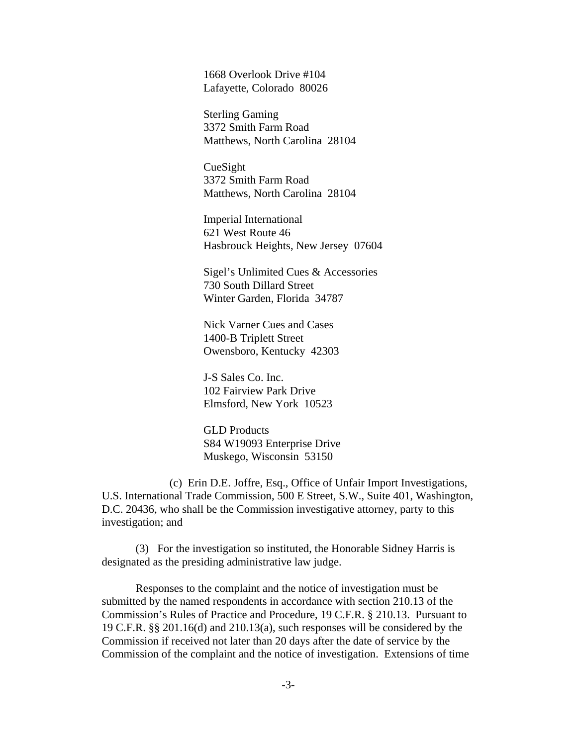1668 Overlook Drive #104
Lafayette, Colorado 80026

Sterling Gaming
3372 Smith Farm Road
Matthews, North Carolina 28104

CueSight
3372 Smith Farm Road
Matthews, North Carolina 28104

Imperial International
621 West Route 46
Hasbrouck Heights, New Jersey 07604

Sigel's Unlimited Cues & Accessories
730 South Dillard Street
Winter Garden, Florida 34787

Nick Varner Cues and Cases
1400-B Triplett Street
Owensboro, Kentucky 42303

J-S Sales Co. Inc.
102 Fairview Park Drive
Elmsford, New York 10523

GLD Products
S84 W19093 Enterprise Drive
Muskego, Wisconsin 53150

(c) Erin D.E. Joffre, Esq., Office of Unfair Import Investigations, U.S. International Trade Commission, 500 E Street, S.W., Suite 401, Washington, D.C. 20436, who shall be the Commission investigative attorney, party to this investigation; and

(3) For the investigation so instituted, the Honorable Sidney Harris is designated as the presiding administrative law judge.

Responses to the complaint and the notice of investigation must be submitted by the named respondents in accordance with section 210.13 of the Commission's Rules of Practice and Procedure, 19 C.F.R. § 210.13. Pursuant to 19 C.F.R. §§ 201.16(d) and 210.13(a), such responses will be considered by the Commission if received not later than 20 days after the date of service by the Commission of the complaint and the notice of investigation. Extensions of time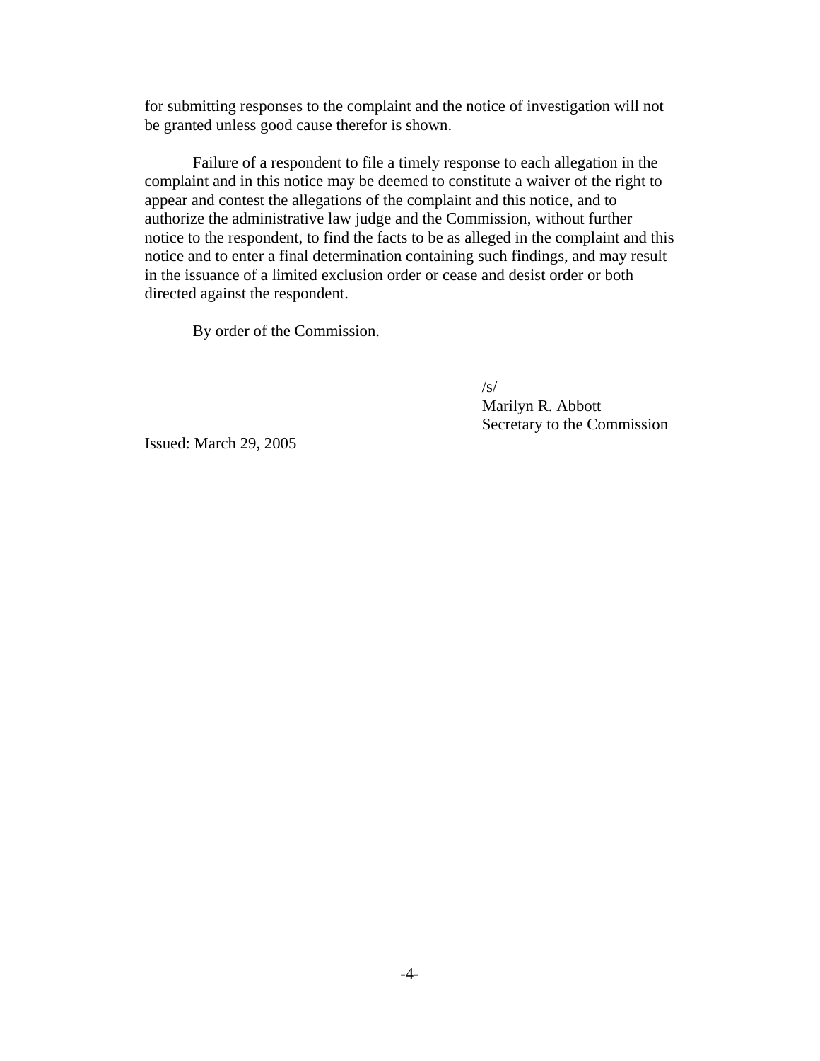for submitting responses to the complaint and the notice of investigation will not be granted unless good cause therefor is shown.

Failure of a respondent to file a timely response to each allegation in the complaint and in this notice may be deemed to constitute a waiver of the right to appear and contest the allegations of the complaint and this notice, and to authorize the administrative law judge and the Commission, without further notice to the respondent, to find the facts to be as alleged in the complaint and this notice and to enter a final determination containing such findings, and may result in the issuance of a limited exclusion order or cease and desist order or both directed against the respondent.

By order of the Commission.

/s/
Marilyn R. Abbott
Secretary to the Commission

Issued: March 29, 2005